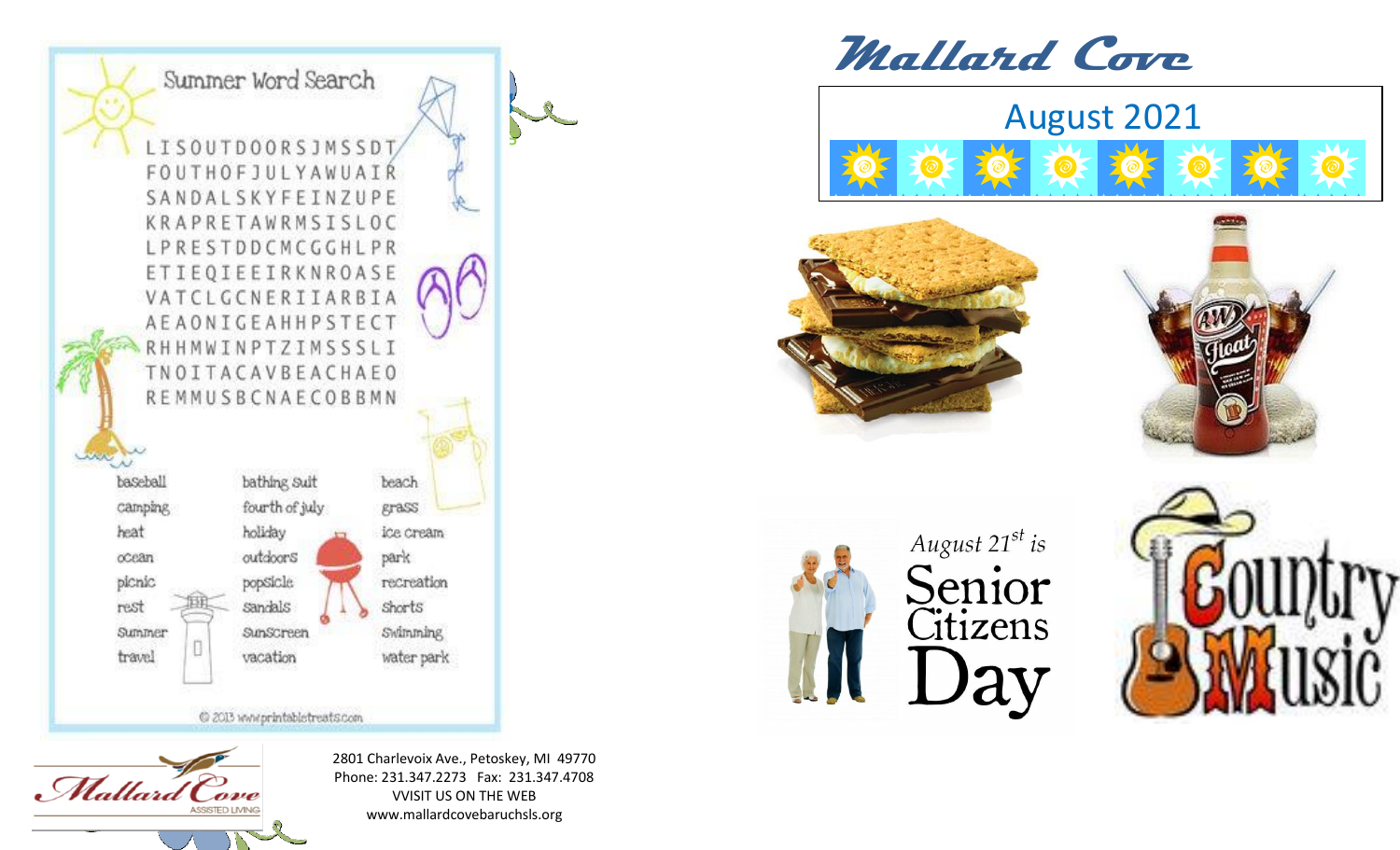## Summer Word Search

```
LISOUTDOORSJMSSDT
FOUTHOFJULYAWUAIR
SANDALSKYFEINZUPE
KRAPRETAWRMSISLOC
LPRESTDDCMCGGHLPR
ETIEQIEEIRKNROASE
VATCLGCNERIIARBIA
AEAONIGEAHHPSTECT
RHHMWINPTZIMSSSLI
TNOITACAVBEACHAEO
REMMUSBCNAECOBBMN
```

| | | |
|---|---|---|
| baseball | bathing suit | beach |
| camping | fourth of july | grass |
| heat | holiday | ice cream |
| ocean | outdoors | park |
| picnic | popsicle | recreation |
| rest | sandals | shorts |
| summer | sunscreen | swimming |
| travel | vacation | water park |

© 2013 www.printabletreats.com

Mallard Cove Assisted Living

2801 Charlevoix Ave., Petoskey, MI 49770
Phone: 231.347.2273 Fax: 231.347.4708
VVISIT US ON THE WEB
www.mallardcovebaruchsls.org

# Mallard Cove

## August 2021

*August 21st is*
**Senior Citizens Day**

Country Music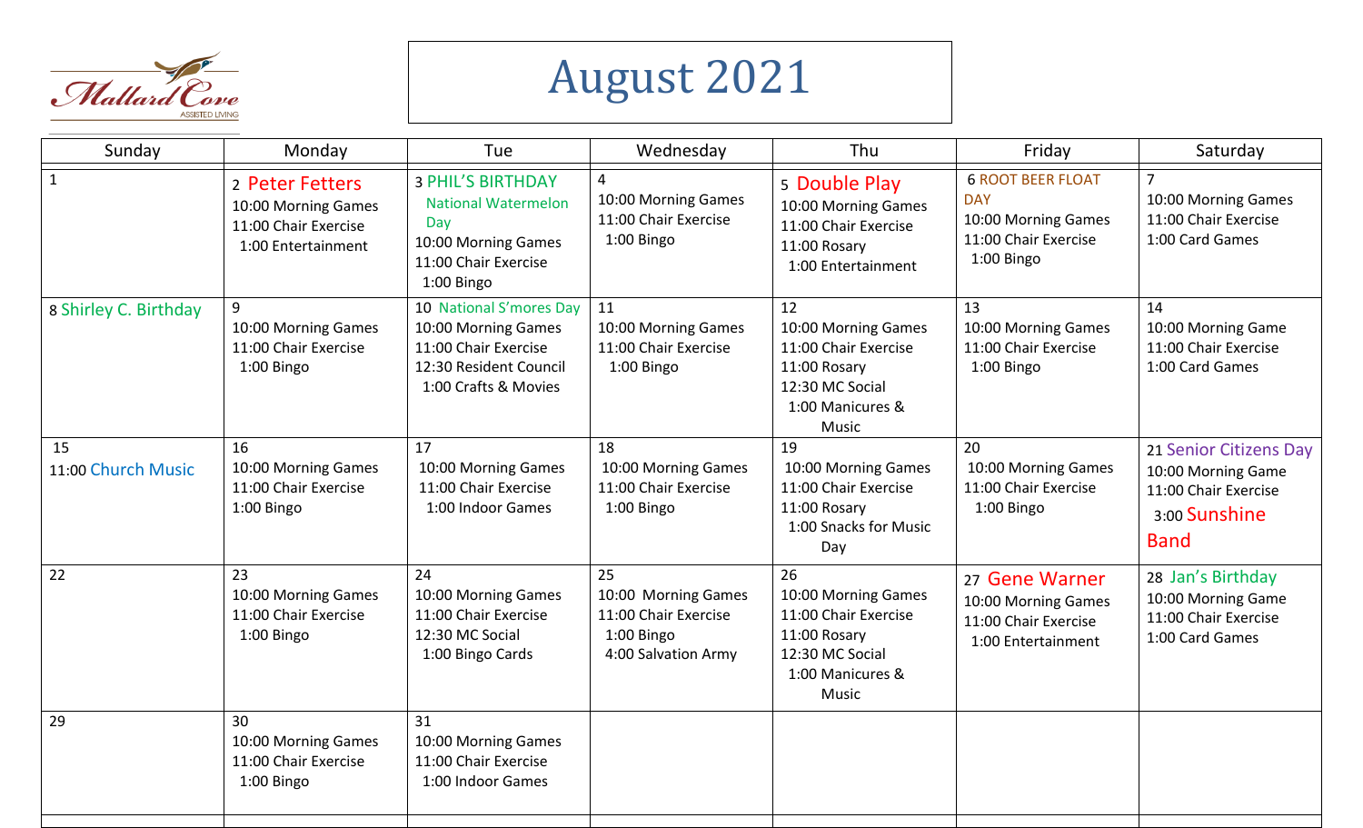Mallard Cove ASSISTED LIVING

# August 2021

| Sunday | Monday | Tue | Wednesday | Thu | Friday | Saturday |
|---|---|---|---|---|---|---|
| 1 | 2 Peter Fetters<br>10:00 Morning Games<br>11:00 Chair Exercise<br>1:00 Entertainment | 3 PHIL'S BIRTHDAY<br>National Watermelon Day<br>10:00 Morning Games<br>11:00 Chair Exercise<br>1:00 Bingo | 4<br>10:00 Morning Games<br>11:00 Chair Exercise<br>1:00 Bingo | 5 Double Play<br>10:00 Morning Games<br>11:00 Chair Exercise<br>11:00 Rosary<br>1:00 Entertainment | 6 ROOT BEER FLOAT DAY<br>10:00 Morning Games<br>11:00 Chair Exercise<br>1:00 Bingo | 7<br>10:00 Morning Games<br>11:00 Chair Exercise<br>1:00 Card Games |
| 8 Shirley C. Birthday | 9<br>10:00 Morning Games<br>11:00 Chair Exercise<br>1:00 Bingo | 10 National S'mores Day<br>10:00 Morning Games<br>11:00 Chair Exercise<br>12:30 Resident Council<br>1:00 Crafts & Movies | 11<br>10:00 Morning Games<br>11:00 Chair Exercise<br>1:00 Bingo | 12<br>10:00 Morning Games<br>11:00 Chair Exercise<br>11:00 Rosary<br>12:30 MC Social<br>1:00 Manicures & Music | 13<br>10:00 Morning Games<br>11:00 Chair Exercise<br>1:00 Bingo | 14<br>10:00 Morning Game<br>11:00 Chair Exercise<br>1:00 Card Games |
| 15<br>11:00 Church Music | 16<br>10:00 Morning Games<br>11:00 Chair Exercise<br>1:00 Bingo | 17<br>10:00 Morning Games<br>11:00 Chair Exercise<br>1:00 Indoor Games | 18<br>10:00 Morning Games<br>11:00 Chair Exercise<br>1:00 Bingo | 19<br>10:00 Morning Games<br>11:00 Chair Exercise<br>11:00 Rosary<br>1:00 Snacks for Music Day | 20<br>10:00 Morning Games<br>11:00 Chair Exercise<br>1:00 Bingo | 21 Senior Citizens Day<br>10:00 Morning Game<br>11:00 Chair Exercise<br>3:00 Sunshine Band |
| 22 | 23<br>10:00 Morning Games<br>11:00 Chair Exercise<br>1:00 Bingo | 24<br>10:00 Morning Games<br>11:00 Chair Exercise<br>12:30 MC Social<br>1:00 Bingo Cards | 25<br>10:00 Morning Games<br>11:00 Chair Exercise<br>1:00 Bingo<br>4:00 Salvation Army | 26<br>10:00 Morning Games<br>11:00 Chair Exercise<br>11:00 Rosary<br>12:30 MC Social<br>1:00 Manicures & Music | 27 Gene Warner<br>10:00 Morning Games<br>11:00 Chair Exercise<br>1:00 Entertainment | 28 Jan's Birthday<br>10:00 Morning Game<br>11:00 Chair Exercise<br>1:00 Card Games |
| 29 | 30<br>10:00 Morning Games<br>11:00 Chair Exercise<br>1:00 Bingo | 31<br>10:00 Morning Games<br>11:00 Chair Exercise<br>1:00 Indoor Games | | | | |